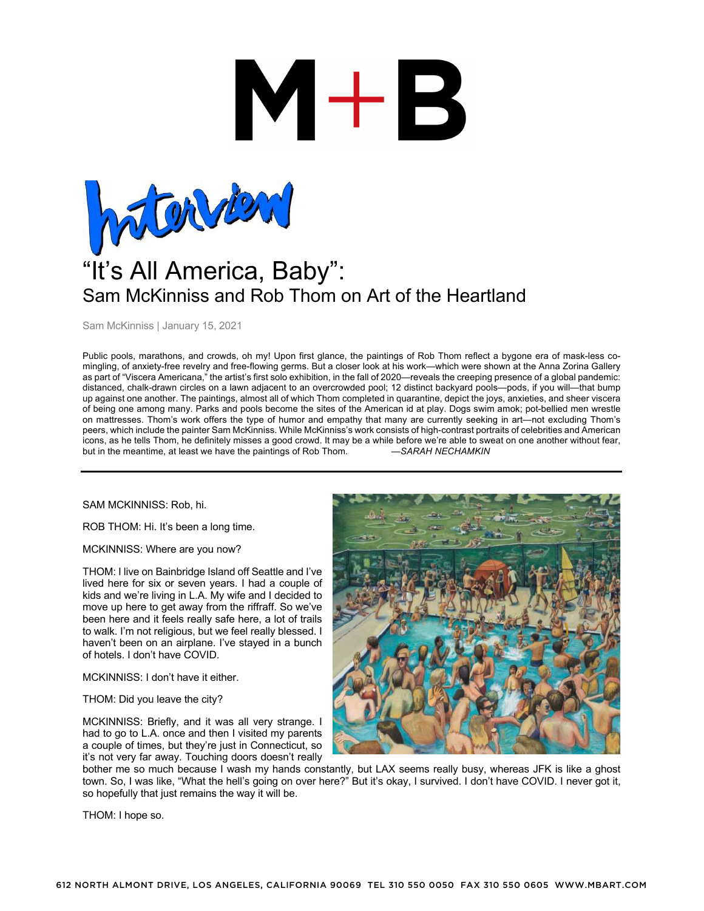# M+B

Interview

# "It's All America, Baby": Sam McKinniss and Rob Thom on Art of the Heartland

Sam McKinniss | January 15, 2021

Public pools, marathons, and crowds, oh my! Upon first glance, the paintings of Rob Thom reflect a bygone era of mask-less co-mingling, of anxiety-free revelry and free-flowing germs. But a closer look at his work—which were shown at the Anna Zorina Gallery as part of "Viscera Americana," the artist's first solo exhibition, in the fall of 2020—reveals the creeping presence of a global pandemic: distanced, chalk-drawn circles on a lawn adjacent to an overcrowded pool; 12 distinct backyard pools—pods, if you will—that bump up against one another. The paintings, almost all of which Thom completed in quarantine, depict the joys, anxieties, and sheer viscera of being one among many. Parks and pools become the sites of the American id at play. Dogs swim amok; pot-bellied men wrestle on mattresses. Thom's work offers the type of humor and empathy that many are currently seeking in art—not excluding Thom's peers, which include the painter Sam McKinniss. While McKinniss's work consists of high-contrast portraits of celebrities and American icons, as he tells Thom, he definitely misses a good crowd. It may be a while before we're able to sweat on one another without fear, but in the meantime, at least we have the paintings of Rob Thom. —*SARAH NECHAMKIN*

---

SAM MCKINNISS: Rob, hi.

ROB THOM: Hi. It's been a long time.

MCKINNISS: Where are you now?

THOM: I live on Bainbridge Island off Seattle and I've lived here for six or seven years. I had a couple of kids and we're living in L.A. My wife and I decided to move up here to get away from the riffraff. So we've been here and it feels really safe here, a lot of trails to walk. I'm not religious, but we feel really blessed. I haven't been on an airplane. I've stayed in a bunch of hotels. I don't have COVID.

MCKINNISS: I don't have it either.

THOM: Did you leave the city?

MCKINNISS: Briefly, and it was all very strange. I had to go to L.A. once and then I visited my parents a couple of times, but they're just in Connecticut, so it's not very far away. Touching doors doesn't really bother me so much because I wash my hands constantly, but LAX seems really busy, whereas JFK is like a ghost town. So, I was like, "What the hell's going on over here?" But it's okay, I survived. I don't have COVID. I never got it, so hopefully that just remains the way it will be.

THOM: I hope so.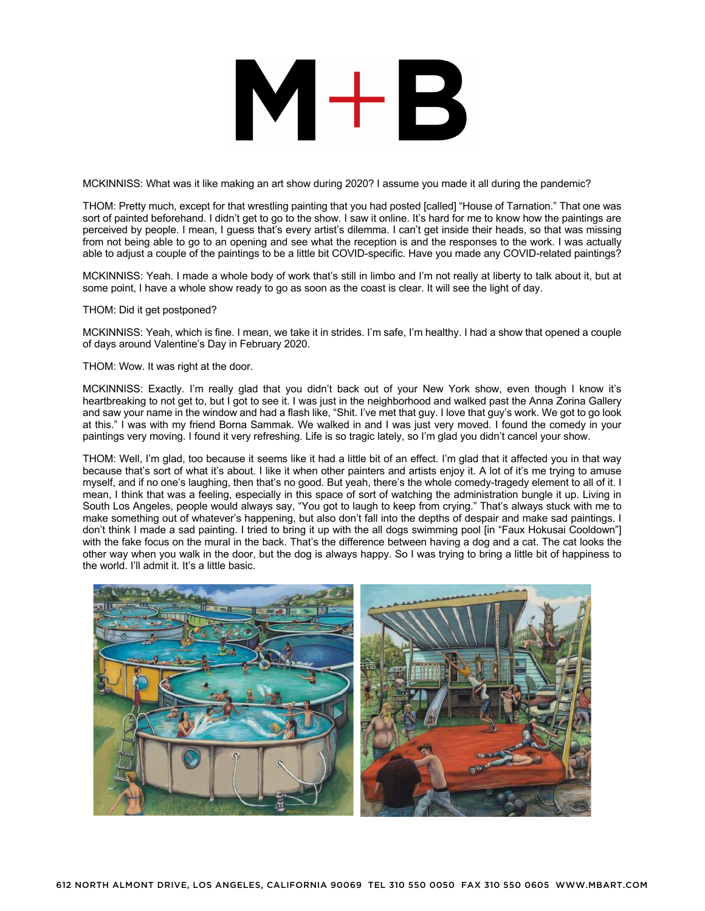MCKINNISS: What was it like making an art show during 2020? I assume you made it all during the pandemic?

THOM: Pretty much, except for that wrestling painting that you had posted [called] "House of Tarnation." That one was sort of painted beforehand. I didn't get to go to the show. I saw it online. It's hard for me to know how the paintings are perceived by people. I mean, I guess that's every artist's dilemma. I can't get inside their heads, so that was missing from not being able to go to an opening and see what the reception is and the responses to the work. I was actually able to adjust a couple of the paintings to be a little bit COVID-specific. Have you made any COVID-related paintings?

MCKINNISS: Yeah. I made a whole body of work that's still in limbo and I'm not really at liberty to talk about it, but at some point, I have a whole show ready to go as soon as the coast is clear. It will see the light of day.

THOM: Did it get postponed?

MCKINNISS: Yeah, which is fine. I mean, we take it in strides. I'm safe, I'm healthy. I had a show that opened a couple of days around Valentine's Day in February 2020.

THOM: Wow. It was right at the door.

MCKINNISS: Exactly. I'm really glad that you didn't back out of your New York show, even though I know it's heartbreaking to not get to, but I got to see it. I was just in the neighborhood and walked past the Anna Zorina Gallery and saw your name in the window and had a flash like, "Shit. I've met that guy. I love that guy's work. We got to go look at this." I was with my friend Borna Sammak. We walked in and I was just very moved. I found the comedy in your paintings very moving. I found it very refreshing. Life is so tragic lately, so I'm glad you didn't cancel your show.

THOM: Well, I'm glad, too because it seems like it had a little bit of an effect. I'm glad that it affected you in that way because that's sort of what it's about. I like it when other painters and artists enjoy it. A lot of it's me trying to amuse myself, and if no one's laughing, then that's no good. But yeah, there's the whole comedy-tragedy element to all of it. I mean, I think that was a feeling, especially in this space of sort of watching the administration bungle it up. Living in South Los Angeles, people would always say, "You got to laugh to keep from crying." That's always stuck with me to make something out of whatever's happening, but also don't fall into the depths of despair and make sad paintings. I don't think I made a sad painting. I tried to bring it up with the all dogs swimming pool [in "Faux Hokusai Cooldown"] with the fake focus on the mural in the back. That's the difference between having a dog and a cat. The cat looks the other way when you walk in the door, but the dog is always happy. So I was trying to bring a little bit of happiness to the world. I'll admit it. It's a little basic.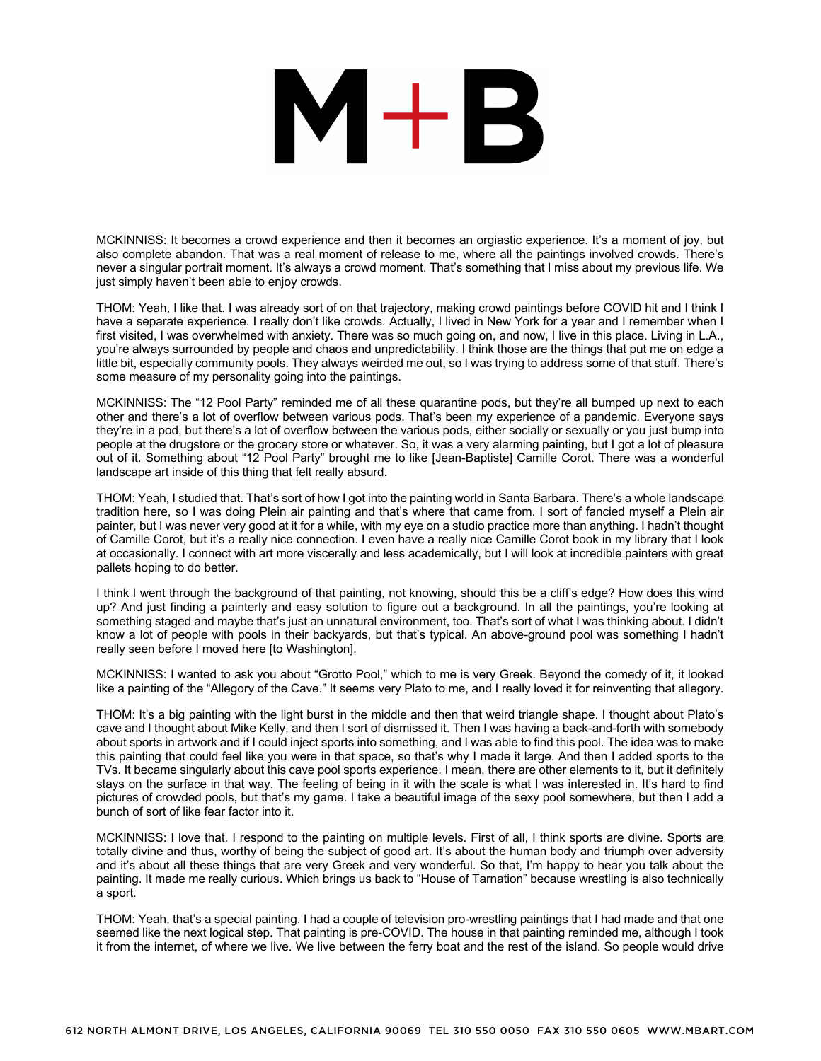MCKINNISS: It becomes a crowd experience and then it becomes an orgiastic experience. It's a moment of joy, but also complete abandon. That was a real moment of release to me, where all the paintings involved crowds. There's never a singular portrait moment. It's always a crowd moment. That's something that I miss about my previous life. We just simply haven't been able to enjoy crowds.

THOM: Yeah, I like that. I was already sort of on that trajectory, making crowd paintings before COVID hit and I think I have a separate experience. I really don't like crowds. Actually, I lived in New York for a year and I remember when I first visited, I was overwhelmed with anxiety. There was so much going on, and now, I live in this place. Living in L.A., you're always surrounded by people and chaos and unpredictability. I think those are the things that put me on edge a little bit, especially community pools. They always weirded me out, so I was trying to address some of that stuff. There's some measure of my personality going into the paintings.

MCKINNISS: The "12 Pool Party" reminded me of all these quarantine pods, but they're all bumped up next to each other and there's a lot of overflow between various pods. That's been my experience of a pandemic. Everyone says they're in a pod, but there's a lot of overflow between the various pods, either socially or sexually or you just bump into people at the drugstore or the grocery store or whatever. So, it was a very alarming painting, but I got a lot of pleasure out of it. Something about "12 Pool Party" brought me to like [Jean-Baptiste] Camille Corot. There was a wonderful landscape art inside of this thing that felt really absurd.

THOM: Yeah, I studied that. That's sort of how I got into the painting world in Santa Barbara. There's a whole landscape tradition here, so I was doing Plein air painting and that's where that came from. I sort of fancied myself a Plein air painter, but I was never very good at it for a while, with my eye on a studio practice more than anything. I hadn't thought of Camille Corot, but it's a really nice connection. I even have a really nice Camille Corot book in my library that I look at occasionally. I connect with art more viscerally and less academically, but I will look at incredible painters with great pallets hoping to do better.

I think I went through the background of that painting, not knowing, should this be a cliff's edge? How does this wind up? And just finding a painterly and easy solution to figure out a background. In all the paintings, you're looking at something staged and maybe that's just an unnatural environment, too. That's sort of what I was thinking about. I didn't know a lot of people with pools in their backyards, but that's typical. An above-ground pool was something I hadn't really seen before I moved here [to Washington].

MCKINNISS: I wanted to ask you about "Grotto Pool," which to me is very Greek. Beyond the comedy of it, it looked like a painting of the "Allegory of the Cave." It seems very Plato to me, and I really loved it for reinventing that allegory.

THOM: It's a big painting with the light burst in the middle and then that weird triangle shape. I thought about Plato's cave and I thought about Mike Kelly, and then I sort of dismissed it. Then I was having a back-and-forth with somebody about sports in artwork and if I could inject sports into something, and I was able to find this pool. The idea was to make this painting that could feel like you were in that space, so that's why I made it large. And then I added sports to the TVs. It became singularly about this cave pool sports experience. I mean, there are other elements to it, but it definitely stays on the surface in that way. The feeling of being in it with the scale is what I was interested in. It's hard to find pictures of crowded pools, but that's my game. I take a beautiful image of the sexy pool somewhere, but then I add a bunch of sort of like fear factor into it.

MCKINNISS: I love that. I respond to the painting on multiple levels. First of all, I think sports are divine. Sports are totally divine and thus, worthy of being the subject of good art. It's about the human body and triumph over adversity and it's about all these things that are very Greek and very wonderful. So that, I'm happy to hear you talk about the painting. It made me really curious. Which brings us back to "House of Tarnation" because wrestling is also technically a sport.

THOM: Yeah, that's a special painting. I had a couple of television pro-wrestling paintings that I had made and that one seemed like the next logical step. That painting is pre-COVID. The house in that painting reminded me, although I took it from the internet, of where we live. We live between the ferry boat and the rest of the island. So people would drive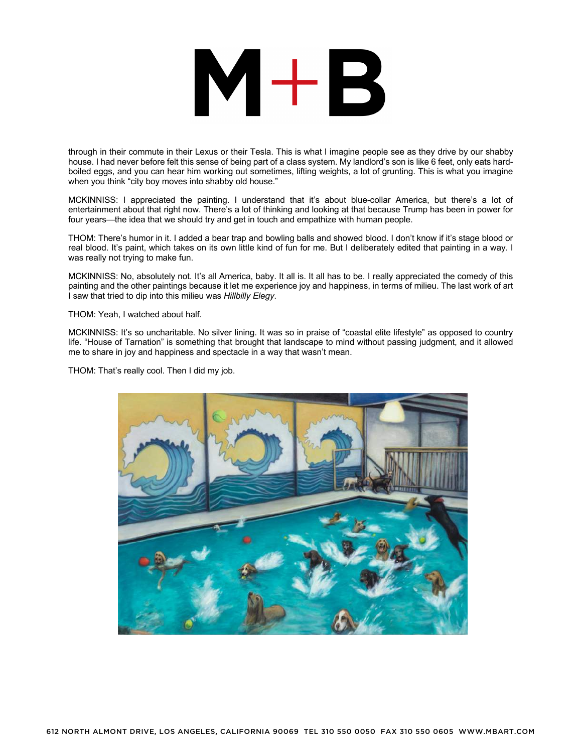through in their commute in their Lexus or their Tesla. This is what I imagine people see as they drive by our shabby house. I had never before felt this sense of being part of a class system. My landlord's son is like 6 feet, only eats hard-boiled eggs, and you can hear him working out sometimes, lifting weights, a lot of grunting. This is what you imagine when you think "city boy moves into shabby old house."

MCKINNISS: I appreciated the painting. I understand that it's about blue-collar America, but there's a lot of entertainment about that right now. There's a lot of thinking and looking at that because Trump has been in power for four years—the idea that we should try and get in touch and empathize with human people.

THOM: There's humor in it. I added a bear trap and bowling balls and showed blood. I don't know if it's stage blood or real blood. It's paint, which takes on its own little kind of fun for me. But I deliberately edited that painting in a way. I was really not trying to make fun.

MCKINNISS: No, absolutely not. It's all America, baby. It all is. It all has to be. I really appreciated the comedy of this painting and the other paintings because it let me experience joy and happiness, in terms of milieu. The last work of art I saw that tried to dip into this milieu was *Hillbilly Elegy*.

THOM: Yeah, I watched about half.

MCKINNISS: It's so uncharitable. No silver lining. It was so in praise of "coastal elite lifestyle" as opposed to country life. "House of Tarnation" is something that brought that landscape to mind without passing judgment, and it allowed me to share in joy and happiness and spectacle in a way that wasn't mean.

THOM: That's really cool. Then I did my job.